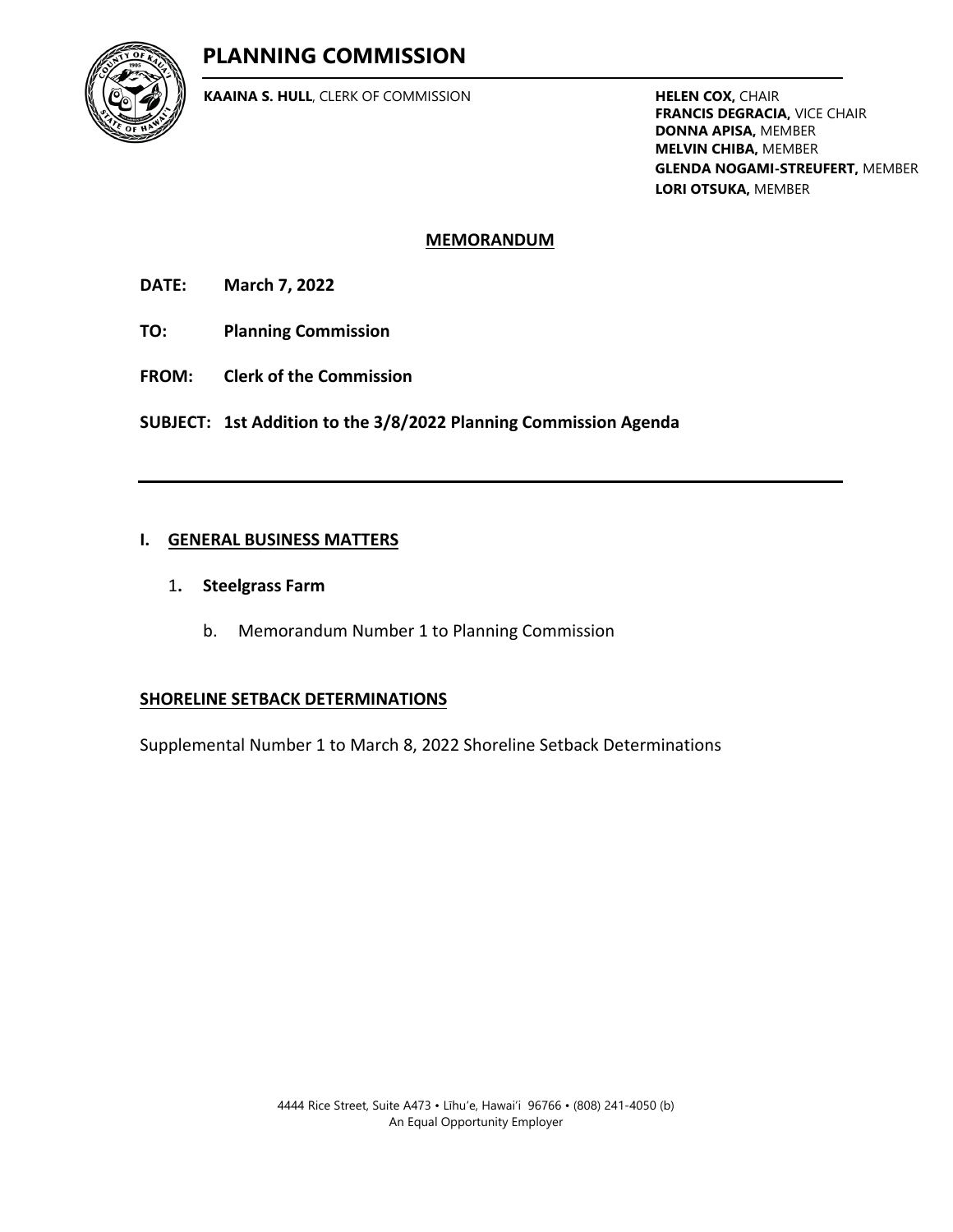# PLANNING COMMISSION

**KAAINA S. HULL**, CLERK OF COMMISSION

**HELEN COX,** CHAIR
**FRANCIS DEGRACIA,** VICE CHAIR
**DONNA APISA,** MEMBER
**MELVIN CHIBA,** MEMBER
**GLENDA NOGAMI-STREUFERT,** MEMBER
**LORI OTSUKA,** MEMBER

## MEMORANDUM

**DATE:** **March 7, 2022**

**TO:** **Planning Commission**

**FROM:** **Clerk of the Commission**

**SUBJECT:** **1st Addition to the 3/8/2022 Planning Commission Agenda**

---

## I. GENERAL BUSINESS MATTERS

1. **Steelgrass Farm**

   b. Memorandum Number 1 to Planning Commission

## SHORELINE SETBACK DETERMINATIONS

Supplemental Number 1 to March 8, 2022 Shoreline Setback Determinations

4444 Rice Street, Suite A473 • Līhu'e, Hawai'i 96766 • (808) 241-4050 (b)
An Equal Opportunity Employer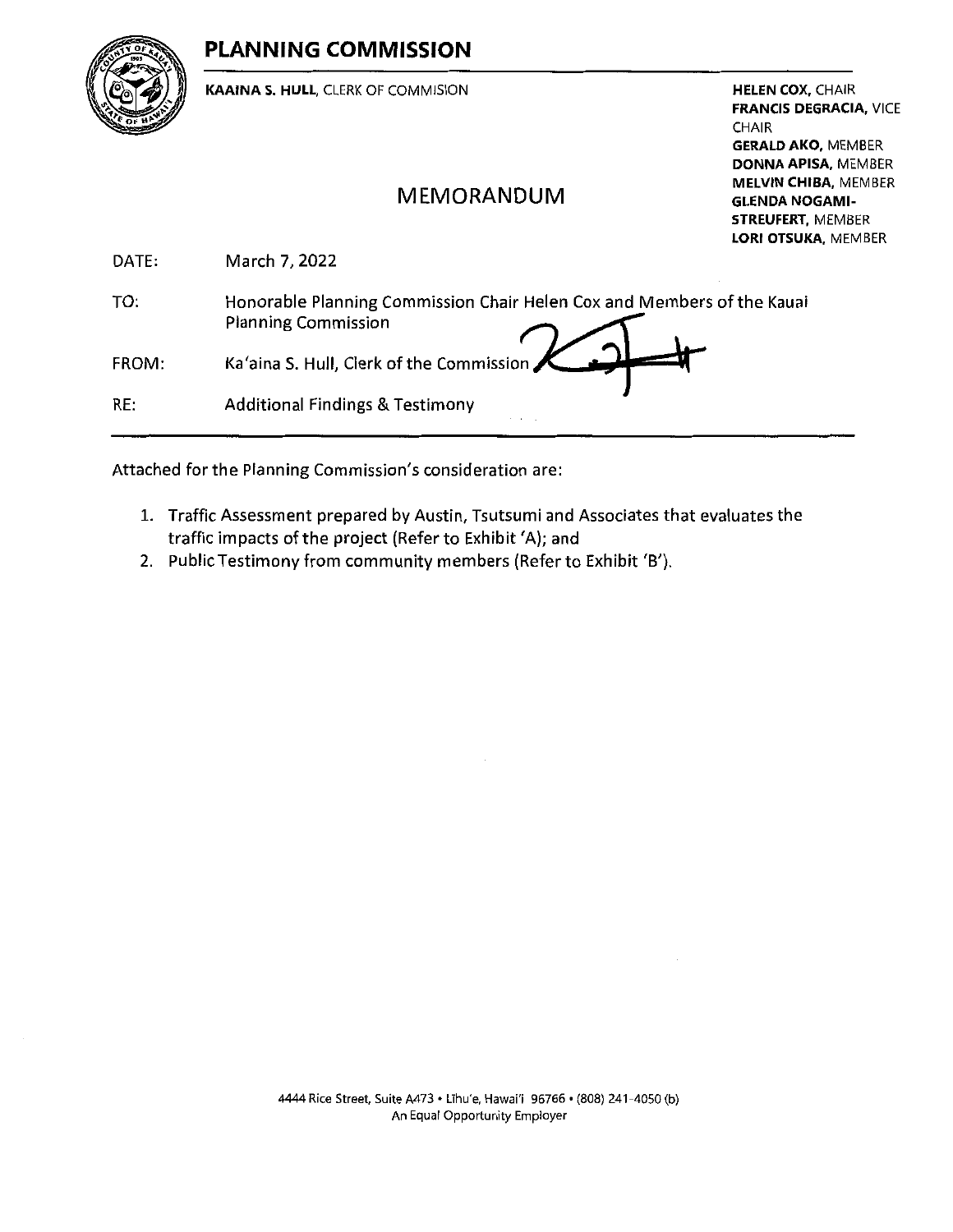# PLANNING COMMISSION

**KAAINA S. HULL**, CLERK OF COMMISION

**HELEN COX**, CHAIR
**FRANCIS DEGRACIA**, VICE CHAIR
**GERALD AKO**, MEMBER
**DONNA APISA**, MEMBER
**MELVIN CHIBA**, MEMBER
**GLENDA NOGAMI-STREUFERT**, MEMBER
**LORI OTSUKA**, MEMBER

## MEMORANDUM

DATE: March 7, 2022

TO: Honorable Planning Commission Chair Helen Cox and Members of the Kauai Planning Commission

FROM: Ka'aina S. Hull, Clerk of the Commission

RE: Additional Findings & Testimony

---

Attached for the Planning Commission's consideration are:

1. Traffic Assessment prepared by Austin, Tsutsumi and Associates that evaluates the traffic impacts of the project (Refer to Exhibit 'A'); and
2. Public Testimony from community members (Refer to Exhibit 'B').

4444 Rice Street, Suite A473 • Līhu'e, Hawai'i 96766 • (808) 241-4050 (b)
An Equal Opportunity Employer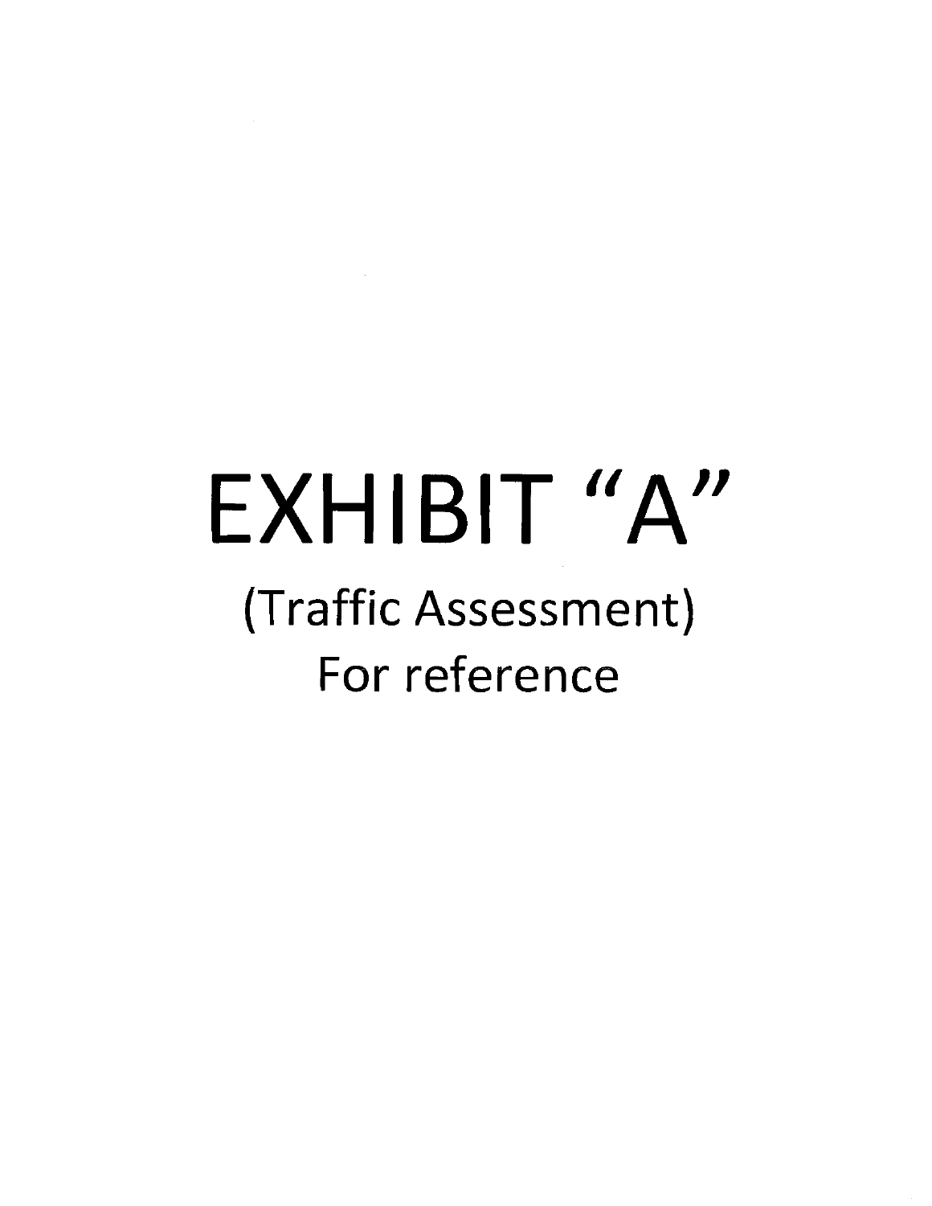# EXHIBIT "A"

## (Traffic Assessment)

## For reference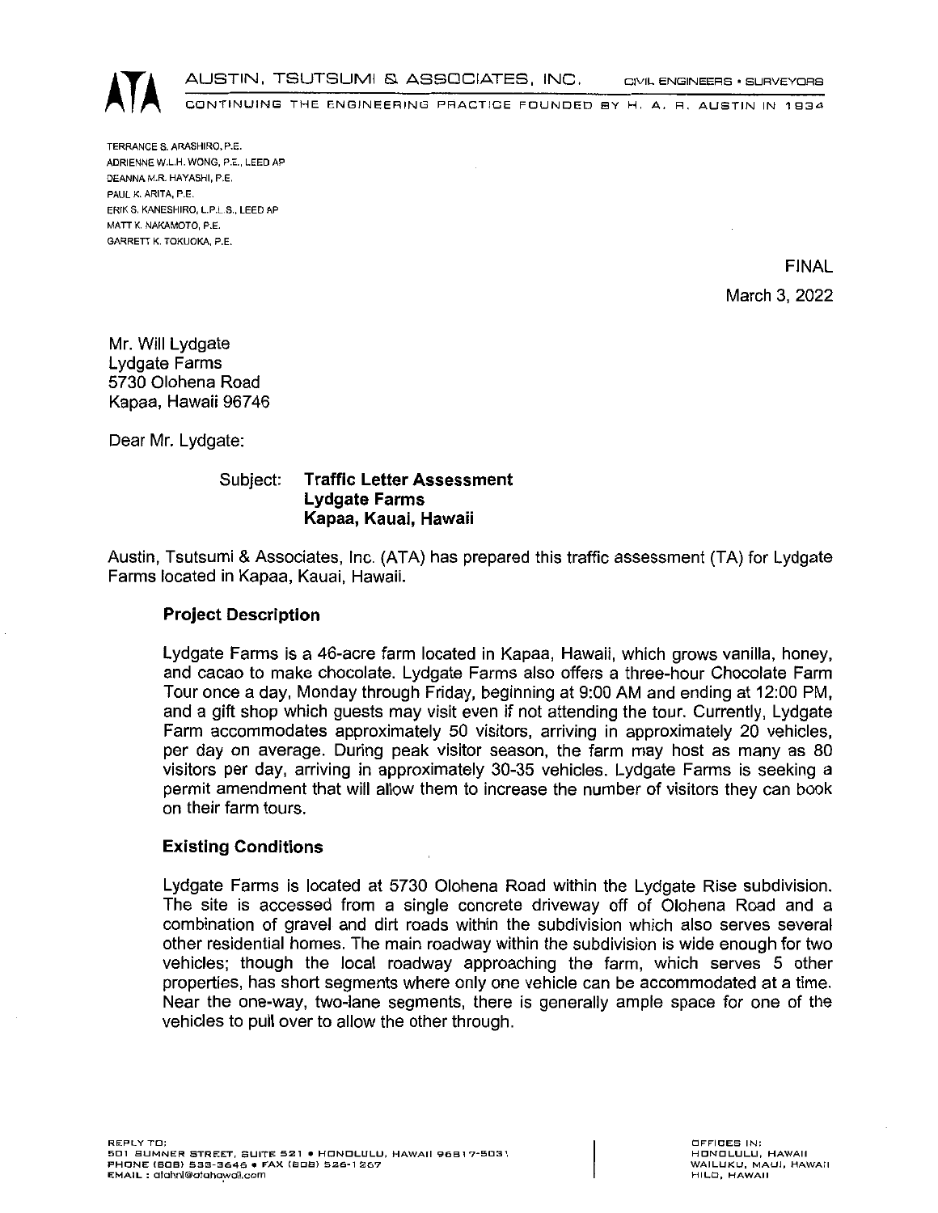AUSTIN, TSUTSUMI & ASSOCIATES, INC. CIVIL ENGINEERS • SURVEYORS

CONTINUING THE ENGINEERING PRACTICE FOUNDED BY H. A. R. AUSTIN IN 1934

TERRANCE S. ARASHIRO, P.E.
ADRIENNE W.L.H. WONG, P.E., LEED AP
DEANNA M.R. HAYASHI, P.E.
PAUL K. ARITA, P.E.
ERIK S. KANESHIRO, L.P.L.S., LEED AP
MATT K. NAKAMOTO, P.E.
GARRETT K. TOKUOKA, P.E.

FINAL

March 3, 2022

Mr. Will Lydgate
Lydgate Farms
5730 Olohena Road
Kapaa, Hawaii 96746

Dear Mr. Lydgate:

Subject: **Traffic Letter Assessment**
**Lydgate Farms**
**Kapaa, Kauai, Hawaii**

Austin, Tsutsumi & Associates, Inc. (ATA) has prepared this traffic assessment (TA) for Lydgate Farms located in Kapaa, Kauai, Hawaii.

### Project Description

Lydgate Farms is a 46-acre farm located in Kapaa, Hawaii, which grows vanilla, honey, and cacao to make chocolate. Lydgate Farms also offers a three-hour Chocolate Farm Tour once a day, Monday through Friday, beginning at 9:00 AM and ending at 12:00 PM, and a gift shop which guests may visit even if not attending the tour. Currently, Lydgate Farm accommodates approximately 50 visitors, arriving in approximately 20 vehicles, per day on average. During peak visitor season, the farm may host as many as 80 visitors per day, arriving in approximately 30-35 vehicles. Lydgate Farms is seeking a permit amendment that will allow them to increase the number of visitors they can book on their farm tours.

### Existing Conditions

Lydgate Farms is located at 5730 Olohena Road within the Lydgate Rise subdivision. The site is accessed from a single concrete driveway off of Olohena Road and a combination of gravel and dirt roads within the subdivision which also serves several other residential homes. The main roadway within the subdivision is wide enough for two vehicles; though the local roadway approaching the farm, which serves 5 other properties, has short segments where only one vehicle can be accommodated at a time. Near the one-way, two-lane segments, there is generally ample space for one of the vehicles to pull over to allow the other through.

REPLY TO:
501 SUMNER STREET, SUITE 521 • HONOLULU, HAWAII 96817-5031
PHONE (808) 533-3646 • FAX (808) 526-1267
EMAIL: atahnl@atahawaii.com

OFFICES IN:
HONOLULU, HAWAII
WAILUKU, MAUI, HAWAII
HILO, HAWAII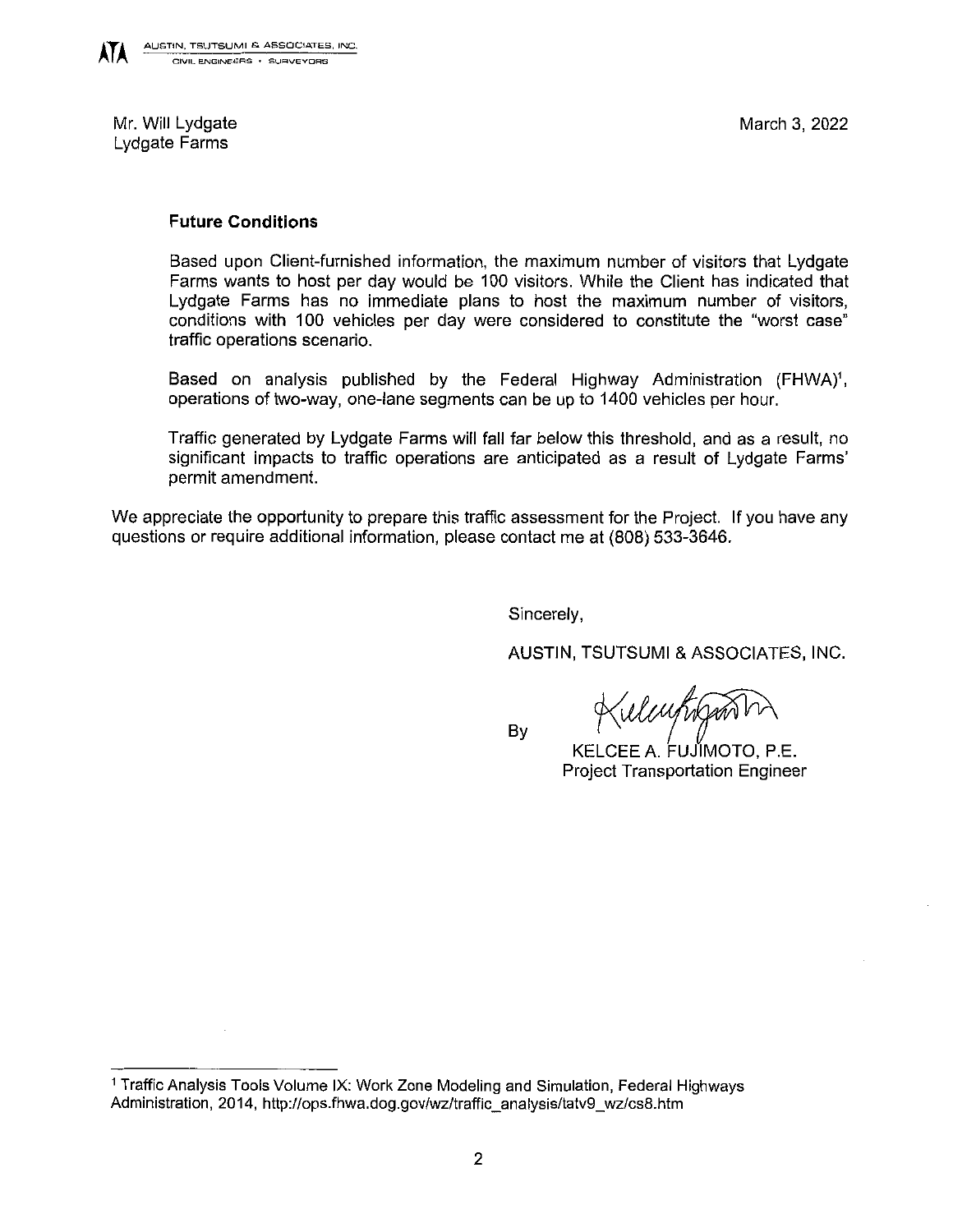Mr. Will Lydgate
Lydgate Farms

March 3, 2022

### Future Conditions

Based upon Client-furnished information, the maximum number of visitors that Lydgate Farms wants to host per day would be 100 visitors. While the Client has indicated that Lydgate Farms has no immediate plans to host the maximum number of visitors, conditions with 100 vehicles per day were considered to constitute the "worst case" traffic operations scenario.

Based on analysis published by the Federal Highway Administration (FHWA)[1], operations of two-way, one-lane segments can be up to 1400 vehicles per hour.

Traffic generated by Lydgate Farms will fall far below this threshold, and as a result, no significant impacts to traffic operations are anticipated as a result of Lydgate Farms' permit amendment.

We appreciate the opportunity to prepare this traffic assessment for the Project. If you have any questions or require additional information, please contact me at (808) 533-3646.

Sincerely,

AUSTIN, TSUTSUMI & ASSOCIATES, INC.

By

KELCEE A. FUJIMOTO, P.E.
Project Transportation Engineer

---

[1] Traffic Analysis Tools Volume IX: Work Zone Modeling and Simulation, Federal Highways Administration, 2014, http://ops.fhwa.dog.gov/wz/traffic_analysis/tatv9_wz/cs8.htm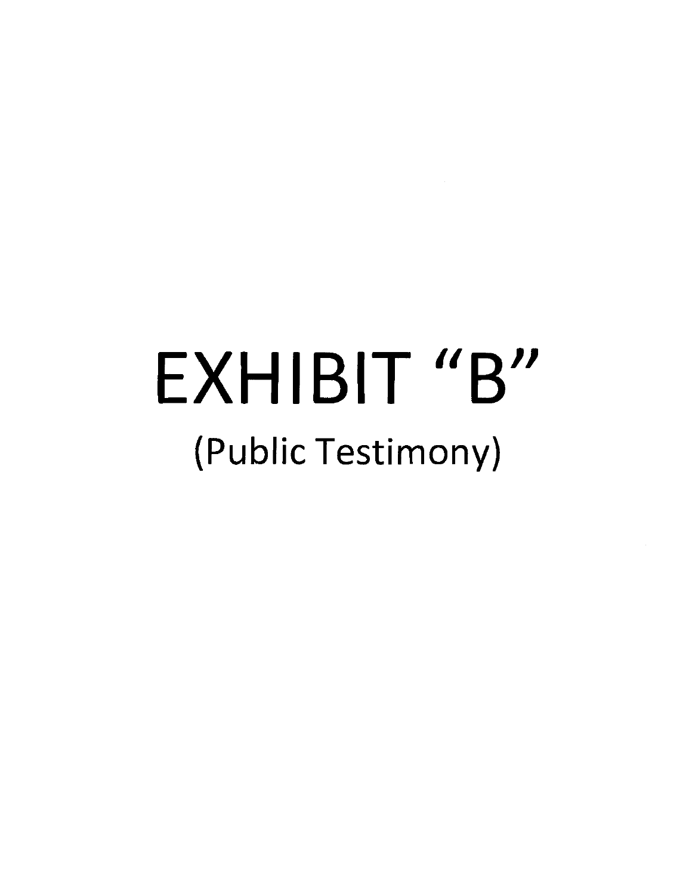# EXHIBIT "B"

## (Public Testimony)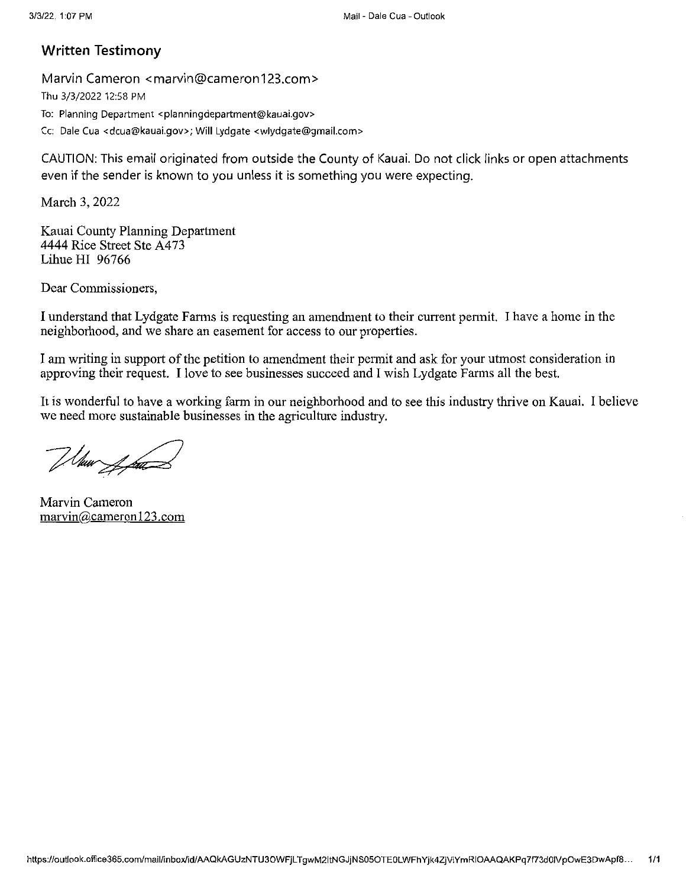## Written Testimony

Marvin Cameron <marvin@cameron123.com>

Thu 3/3/2022 12:58 PM

To: Planning Department <planningdepartment@kauai.gov>

Cc: Dale Cua <dcua@kauai.gov>; Will Lydgate <wlydgate@gmail.com>

CAUTION: This email originated from outside the County of Kauai. Do not click links or open attachments even if the sender is known to you unless it is something you were expecting.

March 3, 2022

Kauai County Planning Department
4444 Rice Street Ste A473
Lihue HI 96766

Dear Commissioners,

I understand that Lydgate Farms is requesting an amendment to their current permit. I have a home in the neighborhood, and we share an easement for access to our properties.

I am writing in support of the petition to amendment their permit and ask for your utmost consideration in approving their request. I love to see businesses succeed and I wish Lydgate Farms all the best.

It is wonderful to have a working farm in our neighborhood and to see this industry thrive on Kauai. I believe we need more sustainable businesses in the agriculture industry.

Marvin Cameron
marvin@cameron123.com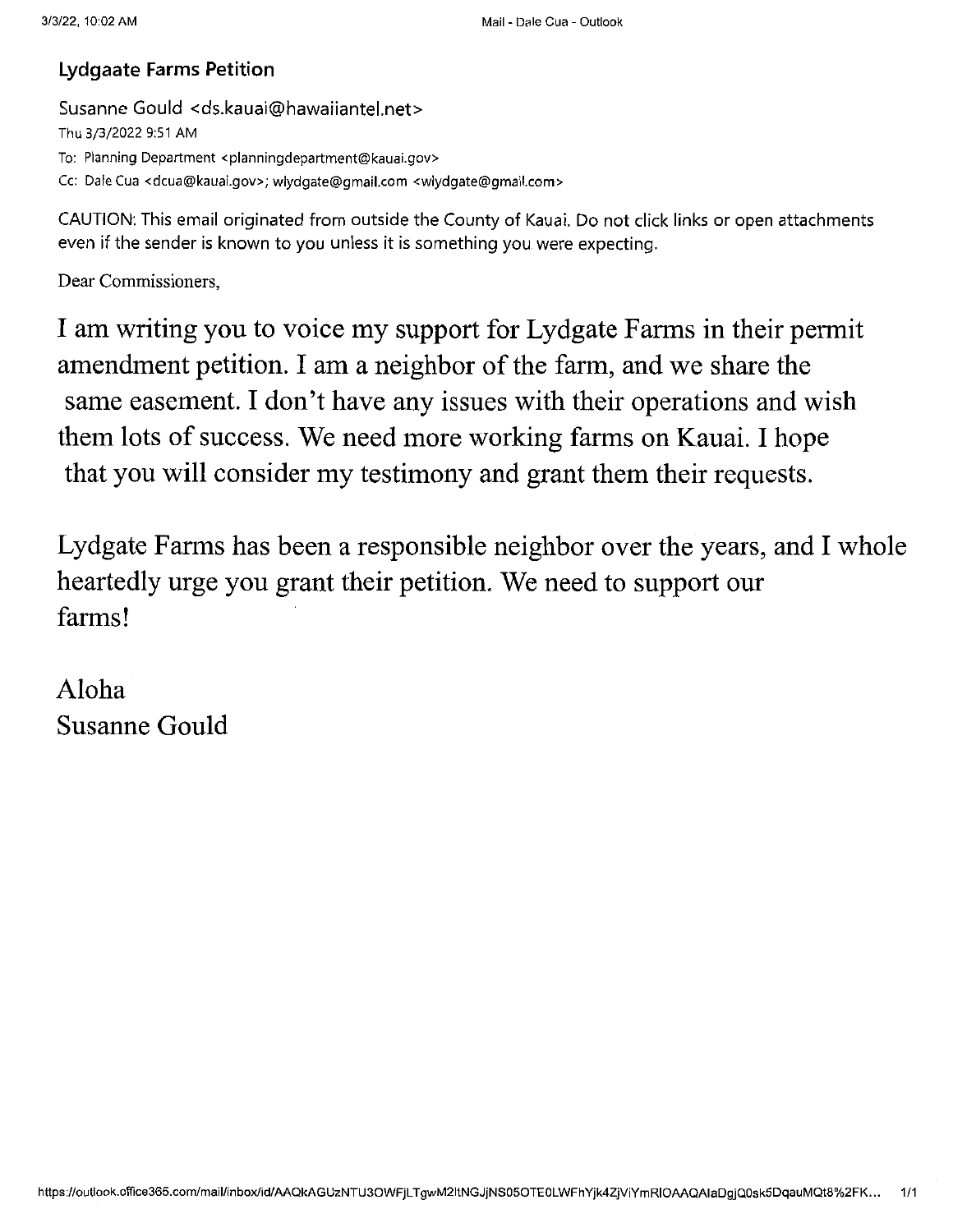## Lydgaate Farms Petition

Susanne Gould <ds.kauai@hawaiiantel.net>
Thu 3/3/2022 9:51 AM
To: Planning Department <planningdepartment@kauai.gov>
Cc: Dale Cua <dcua@kauai.gov>; wlydgate@gmail.com <wlydgate@gmail.com>

CAUTION: This email originated from outside the County of Kauai. Do not click links or open attachments even if the sender is known to you unless it is something you were expecting.

Dear Commissioners,

I am writing you to voice my support for Lydgate Farms in their permit amendment petition. I am a neighbor of the farm, and we share the same easement. I don't have any issues with their operations and wish them lots of success. We need more working farms on Kauai. I hope that you will consider my testimony and grant them their requests.

Lydgate Farms has been a responsible neighbor over the years, and I whole heartedly urge you grant their petition. We need to support our farms!

Aloha
Susanne Gould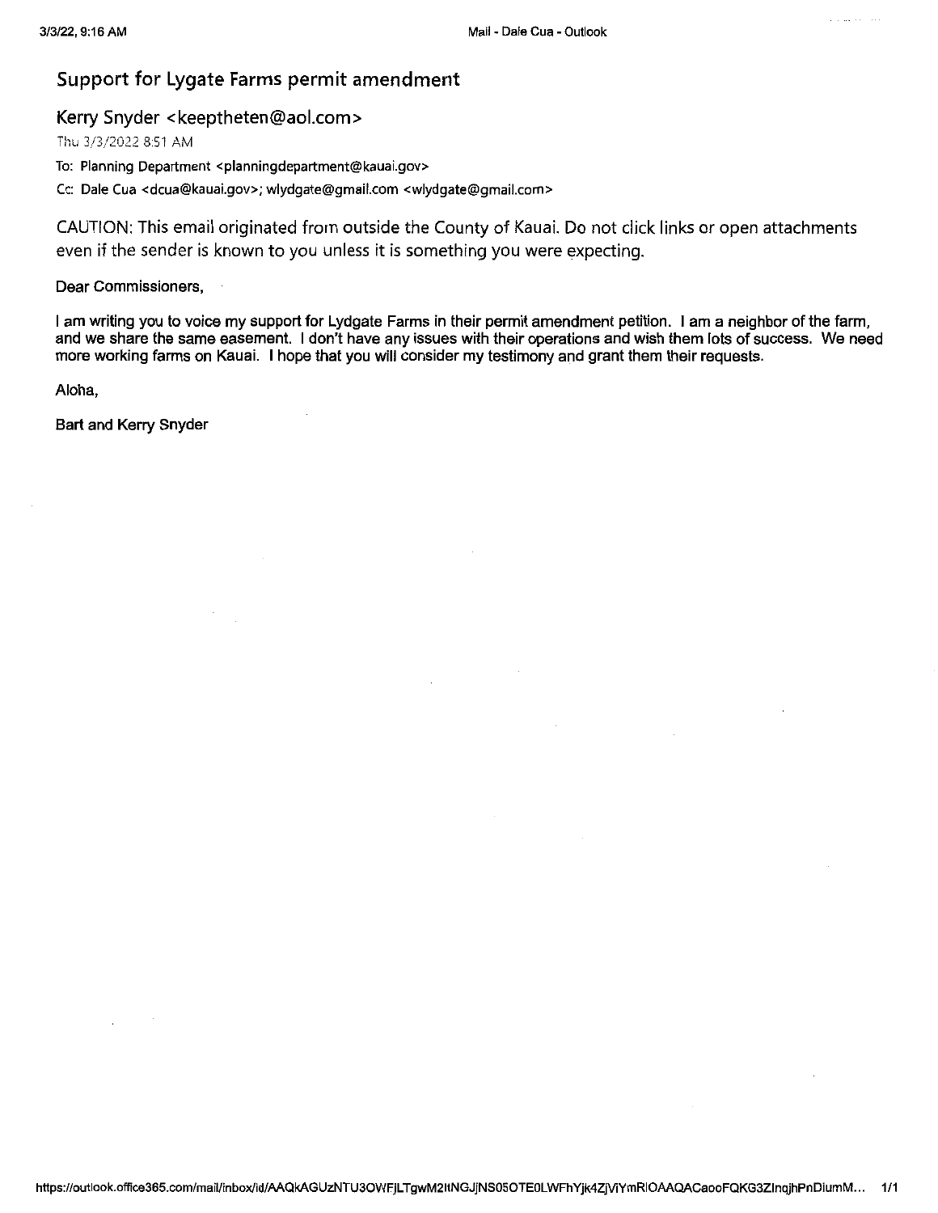## Support for Lygate Farms permit amendment

Kerry Snyder <keeptheten@aol.com>

Thu 3/3/2022 8:51 AM

To: Planning Department <planningdepartment@kauai.gov>

Cc: Dale Cua <dcua@kauai.gov>; wlydgate@gmail.com <wlydgate@gmail.com>

CAUTION: This email originated from outside the County of Kauai. Do not click links or open attachments even if the sender is known to you unless it is something you were expecting.

Dear Commissioners,

I am writing you to voice my support for Lydgate Farms in their permit amendment petition. I am a neighbor of the farm, and we share the same easement. I don't have any issues with their operations and wish them lots of success. We need more working farms on Kauai. I hope that you will consider my testimony and grant them their requests.

Aloha,

Bart and Kerry Snyder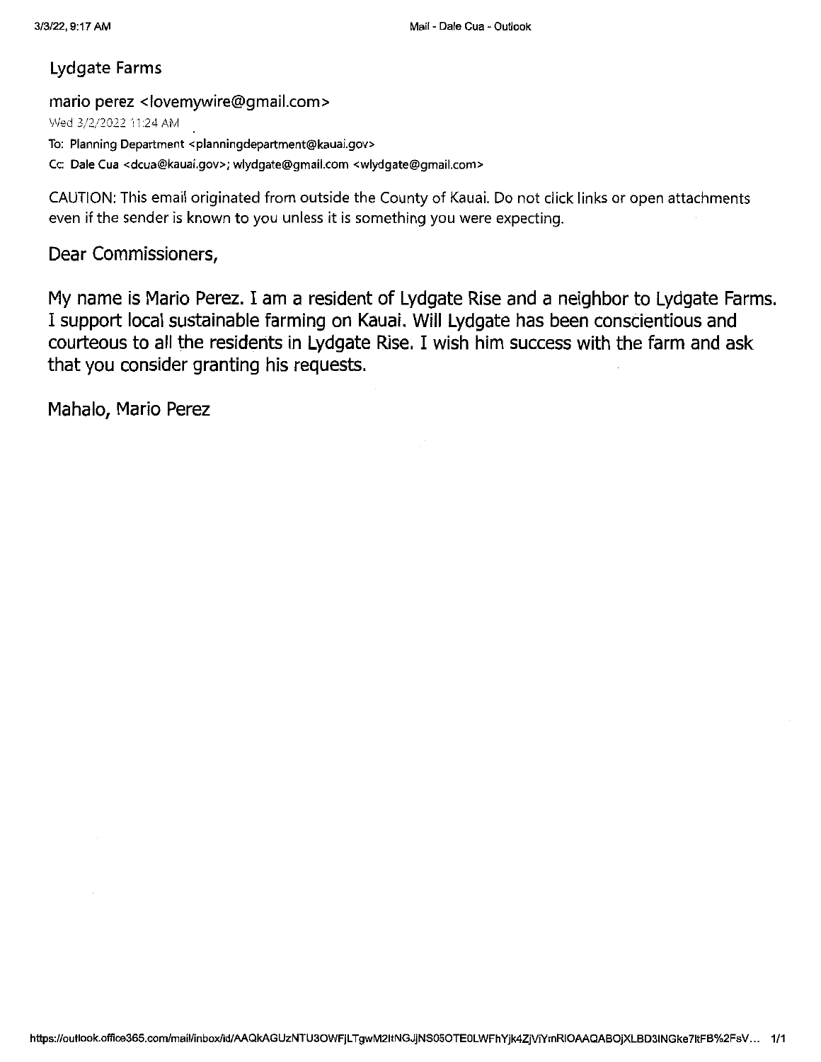# Lydgate Farms

mario perez <lovemywire@gmail.com>

Wed 3/2/2022 11:24 AM

To: Planning Department <planningdepartment@kauai.gov>

Cc: Dale Cua <dcua@kauai.gov>; wlydgate@gmail.com <wlydgate@gmail.com>

CAUTION: This email originated from outside the County of Kauai. Do not click links or open attachments even if the sender is known to you unless it is something you were expecting.

Dear Commissioners,

My name is Mario Perez. I am a resident of Lydgate Rise and a neighbor to Lydgate Farms. I support local sustainable farming on Kauai. Will Lydgate has been conscientious and courteous to all the residents in Lydgate Rise. I wish him success with the farm and ask that you consider granting his requests.

Mahalo, Mario Perez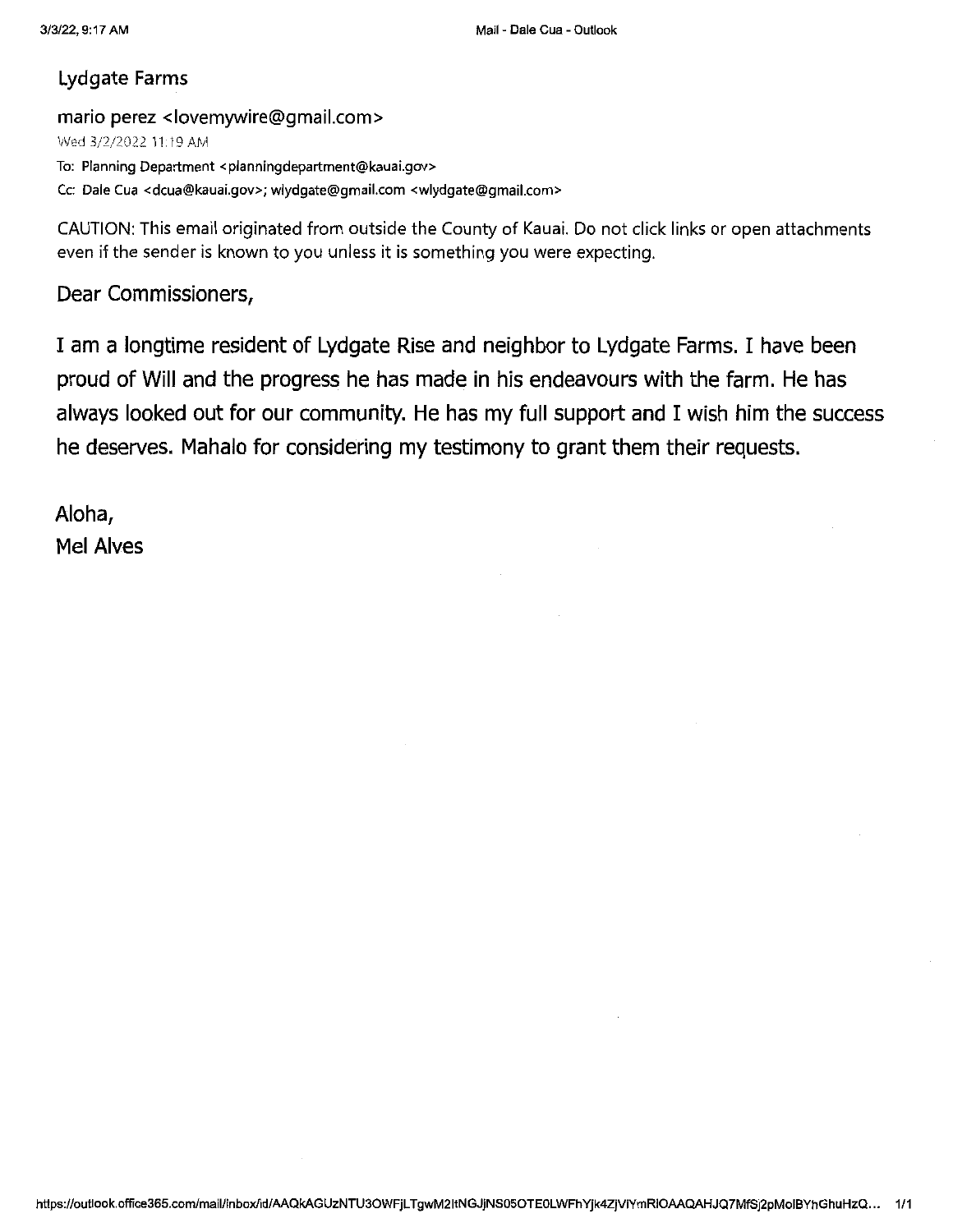## Lydgate Farms

mario perez <lovemywire@gmail.com>
Wed 3/2/2022 11:19 AM
To: Planning Department <planningdepartment@kauai.gov>
Cc: Dale Cua <dcua@kauai.gov>; wlydgate@gmail.com <wlydgate@gmail.com>

CAUTION: This email originated from outside the County of Kauai. Do not click links or open attachments even if the sender is known to you unless it is something you were expecting.

Dear Commissioners,

I am a longtime resident of Lydgate Rise and neighbor to Lydgate Farms. I have been proud of Will and the progress he has made in his endeavours with the farm. He has always looked out for our community. He has my full support and I wish him the success he deserves. Mahalo for considering my testimony to grant them their requests.

Aloha,
Mel Alves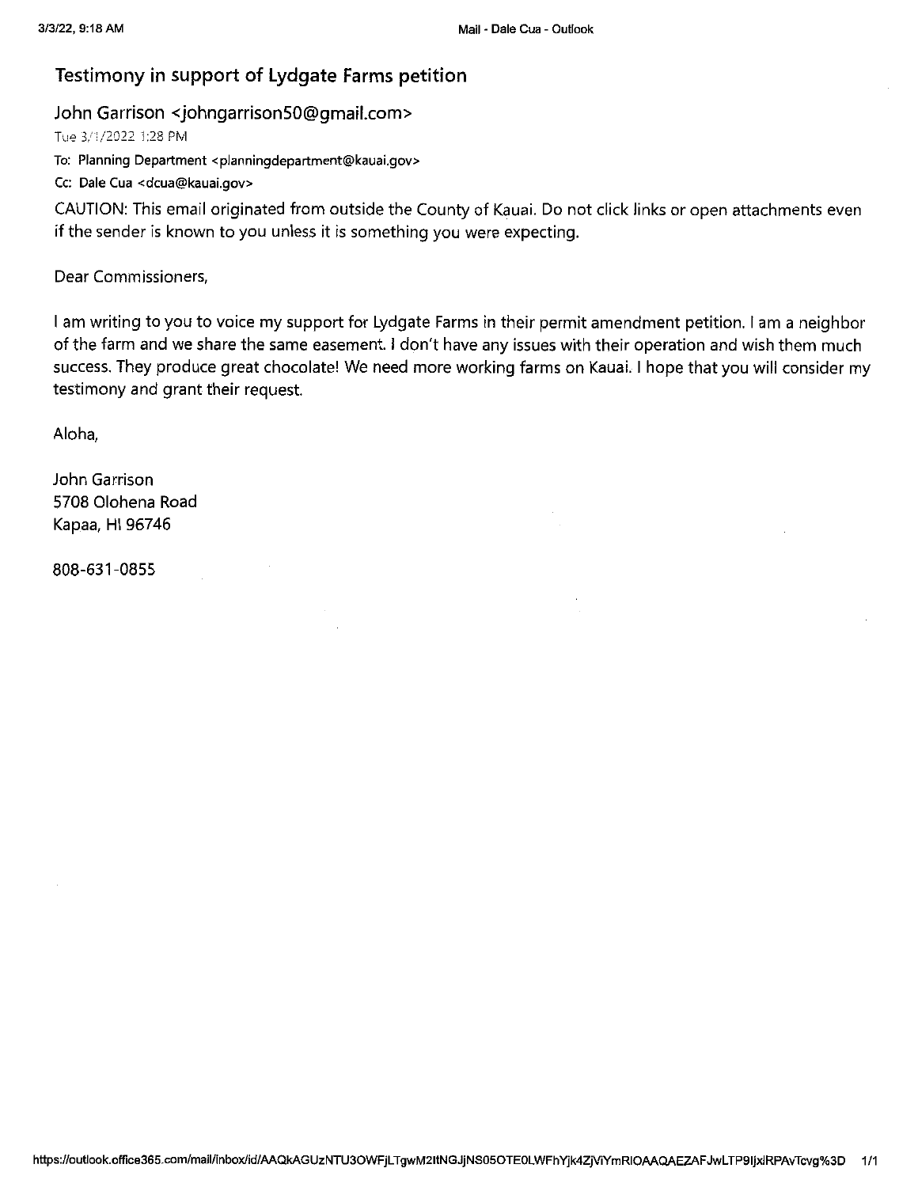## Testimony in support of Lydgate Farms petition

John Garrison <johngarrison50@gmail.com>

Tue 3/1/2022 1:28 PM

To: Planning Department <planningdepartment@kauai.gov>

Cc: Dale Cua <dcua@kauai.gov>

CAUTION: This email originated from outside the County of Kauai. Do not click links or open attachments even if the sender is known to you unless it is something you were expecting.

Dear Commissioners,

I am writing to you to voice my support for Lydgate Farms in their permit amendment petition. I am a neighbor of the farm and we share the same easement. I don't have any issues with their operation and wish them much success. They produce great chocolate! We need more working farms on Kauai. I hope that you will consider my testimony and grant their request.

Aloha,

John Garrison
5708 Olohena Road
Kapaa, HI 96746

808-631-0855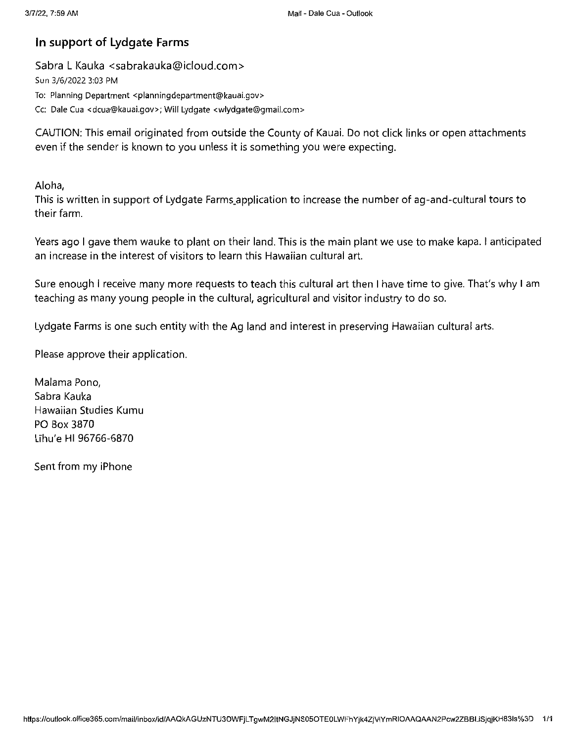# In support of Lydgate Farms

Sabra L Kauka <sabrakauka@icloud.com>

Sun 3/6/2022 3:03 PM

To: Planning Department <planningdepartment@kauai.gov>

Cc: Dale Cua <dcua@kauai.gov>; Will Lydgate <wlydgate@gmail.com>

CAUTION: This email originated from outside the County of Kauai. Do not click links or open attachments even if the sender is known to you unless it is something you were expecting.

Aloha,

This is written in support of Lydgate Farms_application to increase the number of ag-and-cultural tours to their farm.

Years ago I gave them wauke to plant on their land. This is the main plant we use to make kapa. I anticipated an increase in the interest of visitors to learn this Hawaiian cultural art.

Sure enough I receive many more requests to teach this cultural art then I have time to give. That's why I am teaching as many young people in the cultural, agricultural and visitor industry to do so.

Lydgate Farms is one such entity with the Ag land and interest in preserving Hawaiian cultural arts.

Please approve their application.

Malama Pono,
Sabra Kauka
Hawaiian Studies Kumu
PO Box 3870
Līhu'e HI 96766-6870

Sent from my iPhone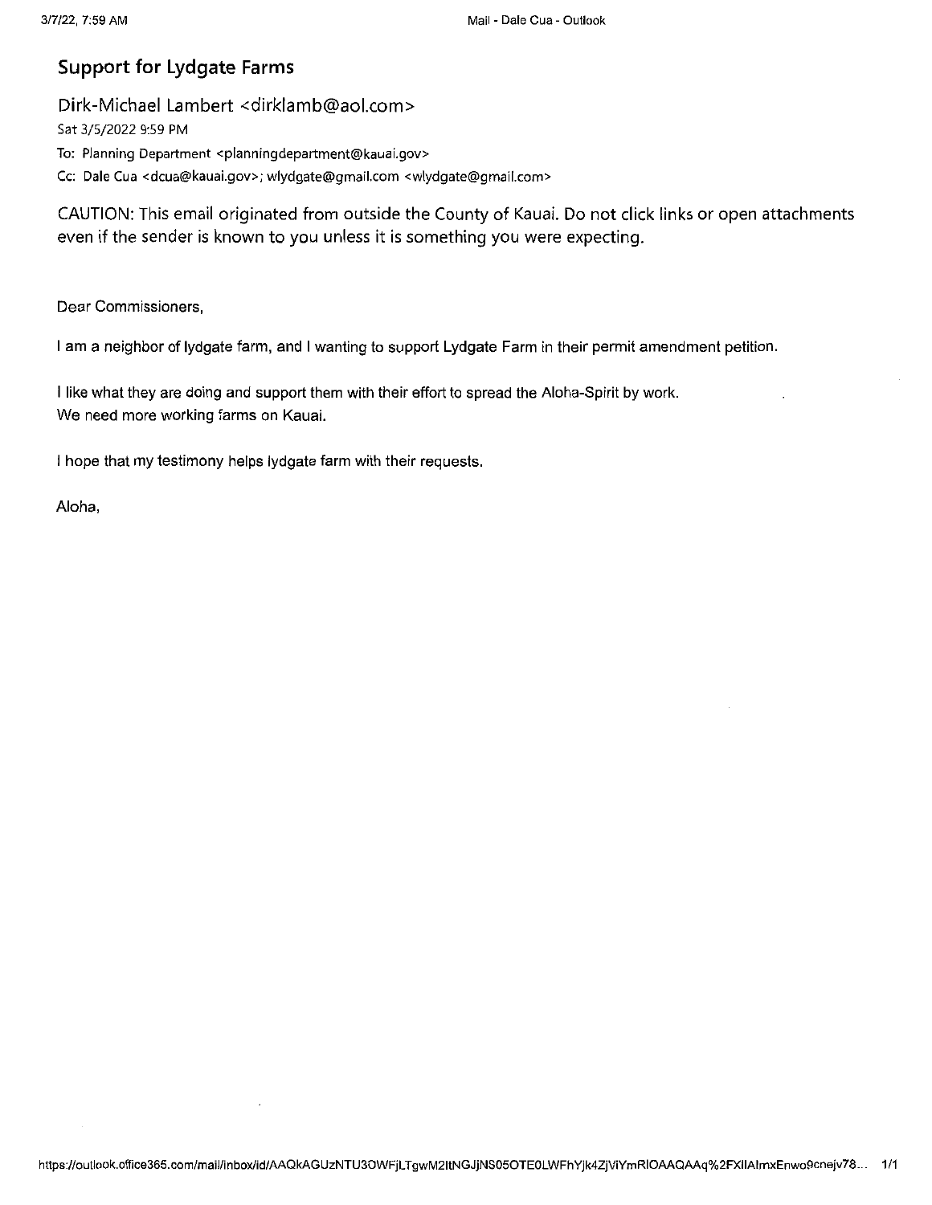# Support for Lydgate Farms

Dirk-Michael Lambert <dirklamb@aol.com>

Sat 3/5/2022 9:59 PM

To: Planning Department <planningdepartment@kauai.gov>

Cc: Dale Cua <dcua@kauai.gov>; wlydgate@gmail.com <wlydgate@gmail.com>

CAUTION: This email originated from outside the County of Kauai. Do not click links or open attachments even if the sender is known to you unless it is something you were expecting.

Dear Commissioners,

I am a neighbor of lydgate farm, and I wanting to support Lydgate Farm in their permit amendment petition.

I like what they are doing and support them with their effort to spread the Aloha-Spirit by work.
We need more working farms on Kauai.

I hope that my testimony helps lydgate farm with their requests.

Aloha,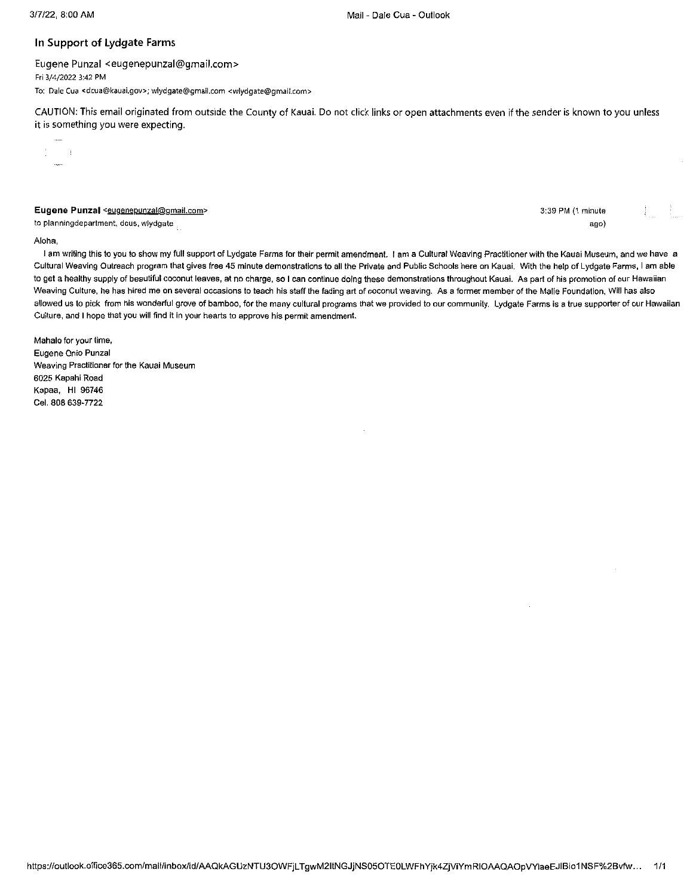## In Support of Lydgate Farms

Eugene Punzal <eugenepunzal@gmail.com>

Fri 3/4/2022 3:42 PM

To: Dale Cua <dcua@kauai.gov>; wlydgate@gmail.com <wlydgate@gmail.com>

CAUTION: This email originated from outside the County of Kauai. Do not click links or open attachments even if the sender is known to you unless it is something you were expecting.

**Eugene Punzal** <eugenepunzal@gmail.com>
to planningdepartment, dcus, wlydgate

3:39 PM (1 minute ago)

Aloha,

I am writing this to you to show my full support of Lydgate Farms for their permit amendment. I am a Cultural Weaving Practitioner with the Kauai Museum, and we have a Cultural Weaving Outreach program that gives free 45 minute demonstrations to all the Private and Public Schools here on Kauai. With the help of Lydgate Farms, I am able to get a healthy supply of beautiful coconut leaves, at no charge, so I can continue doing these demonstrations throughout Kauai. As part of his promotion of our Hawaiian Weaving Culture, he has hired me on several occasions to teach his staff the fading art of coconut weaving. As a former member of the Malie Foundation, Will has also allowed us to pick from his wonderful grove of bamboo, for the many cultural programs that we provided to our community. Lydgate Farms is a true supporter of our Hawaiian Culture, and I hope that you will find it in your hearts to approve his permit amendment.

Mahalo for your time,
Eugene Onio Punzal
Weaving Practitioner for the Kauai Museum
6025 Kapahi Road
Kapaa, HI 96746
Cel. 808 639-7722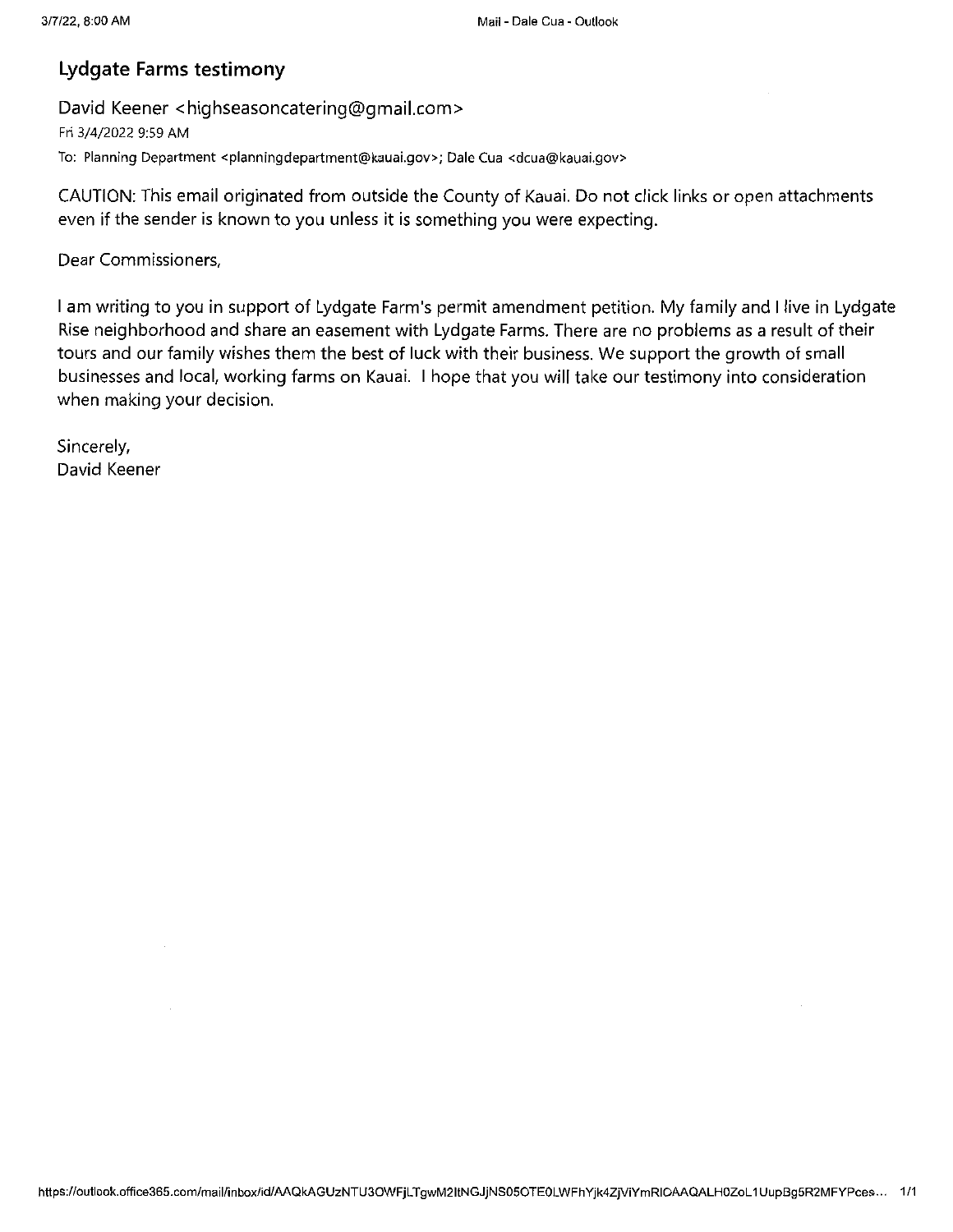# Lydgate Farms testimony

David Keener <highseasoncatering@gmail.com>

Fri 3/4/2022 9:59 AM

To: Planning Department <planningdepartment@kauai.gov>; Dale Cua <dcua@kauai.gov>

CAUTION: This email originated from outside the County of Kauai. Do not click links or open attachments even if the sender is known to you unless it is something you were expecting.

Dear Commissioners,

I am writing to you in support of Lydgate Farm's permit amendment petition. My family and I live in Lydgate Rise neighborhood and share an easement with Lydgate Farms. There are no problems as a result of their tours and our family wishes them the best of luck with their business. We support the growth of small businesses and local, working farms on Kauai. I hope that you will take our testimony into consideration when making your decision.

Sincerely,
David Keener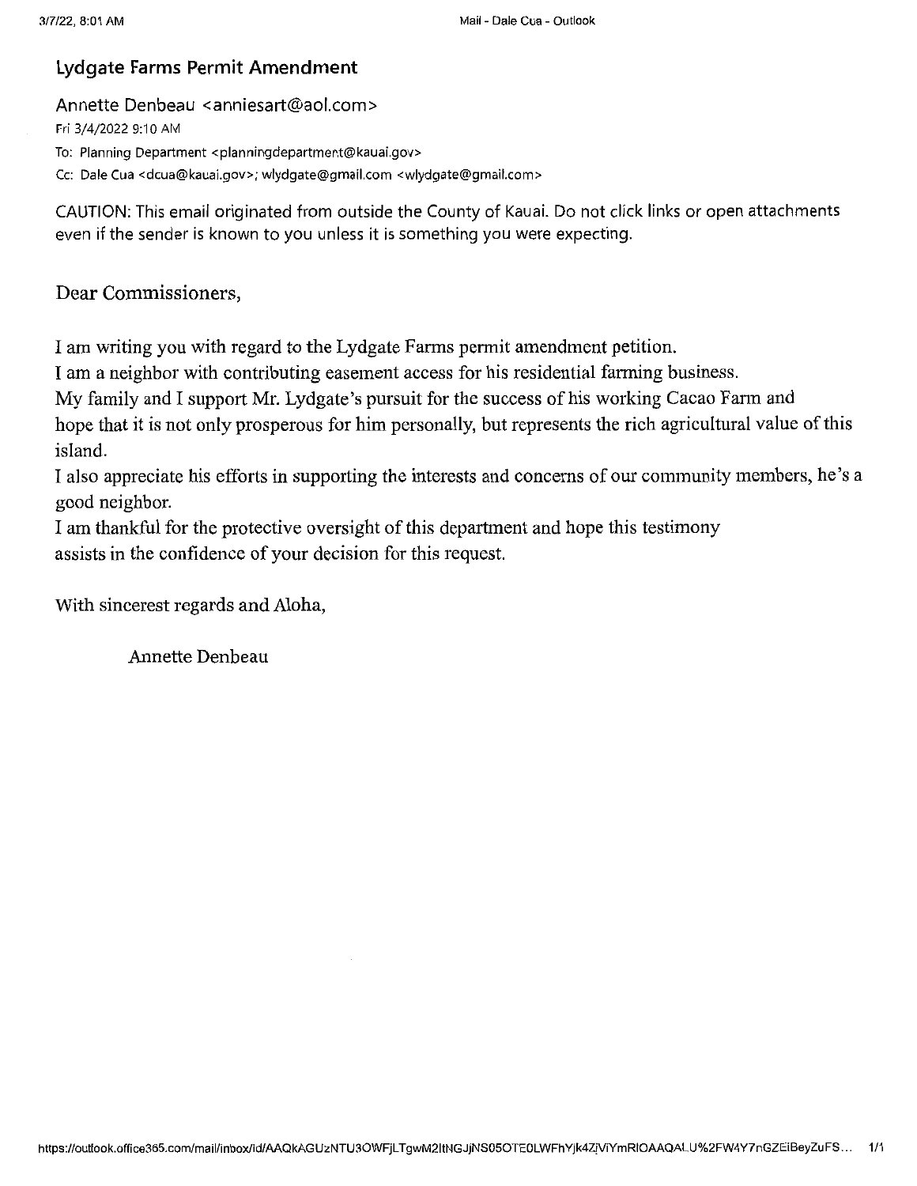## Lydgate Farms Permit Amendment

Annette Denbeau <anniesart@aol.com>
Fri 3/4/2022 9:10 AM
To: Planning Department <planningdepartment@kauai.gov>
Cc: Dale Cua <dcua@kauai.gov>; wlydgate@gmail.com <wlydgate@gmail.com>

CAUTION: This email originated from outside the County of Kauai. Do not click links or open attachments even if the sender is known to you unless it is something you were expecting.

Dear Commissioners,

I am writing you with regard to the Lydgate Farms permit amendment petition.
I am a neighbor with contributing easement access for his residential farming business.
My family and I support Mr. Lydgate's pursuit for the success of his working Cacao Farm and hope that it is not only prosperous for him personally, but represents the rich agricultural value of this island.
I also appreciate his efforts in supporting the interests and concerns of our community members, he's a good neighbor.
I am thankful for the protective oversight of this department and hope this testimony assists in the confidence of your decision for this request.

With sincerest regards and Aloha,

Annette Denbeau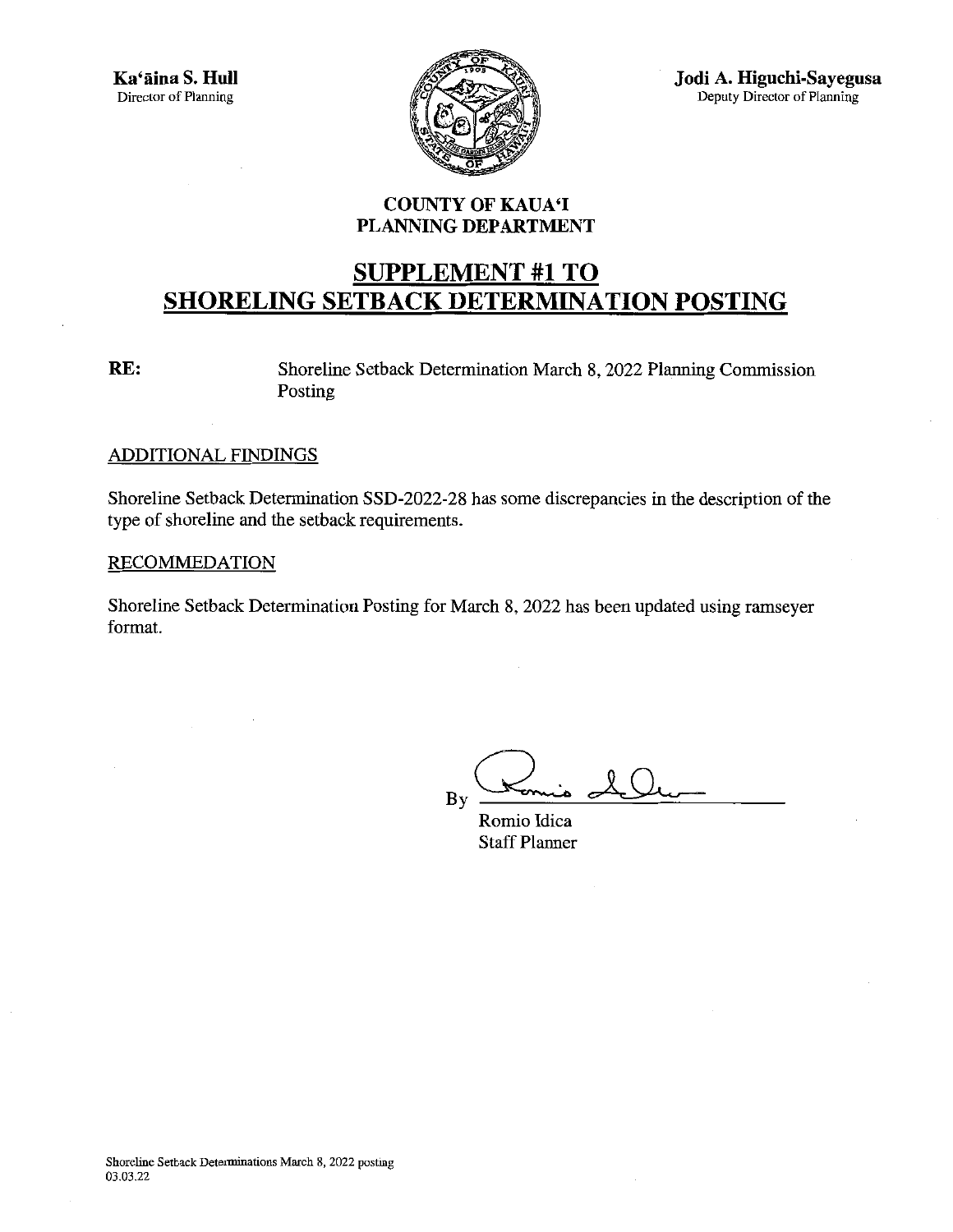**Ka'āina S. Hull**
Director of Planning

**Jodi A. Higuchi-Sayegusa**
Deputy Director of Planning

**COUNTY OF KAUA'I**
**PLANNING DEPARTMENT**

# SUPPLEMENT #1 TO SHORELING SETBACK DETERMINATION POSTING

**RE:** Shoreline Setback Determination March 8, 2022 Planning Commission Posting

ADDITIONAL FINDINGS

Shoreline Setback Determination SSD-2022-28 has some discrepancies in the description of the type of shoreline and the setback requirements.

RECOMMEDATION

Shoreline Setback Determination Posting for March 8, 2022 has been updated using ramseyer format.

By _______________
Romio Idica
Staff Planner

Shoreline Setback Determinations March 8, 2022 posting
03.03.22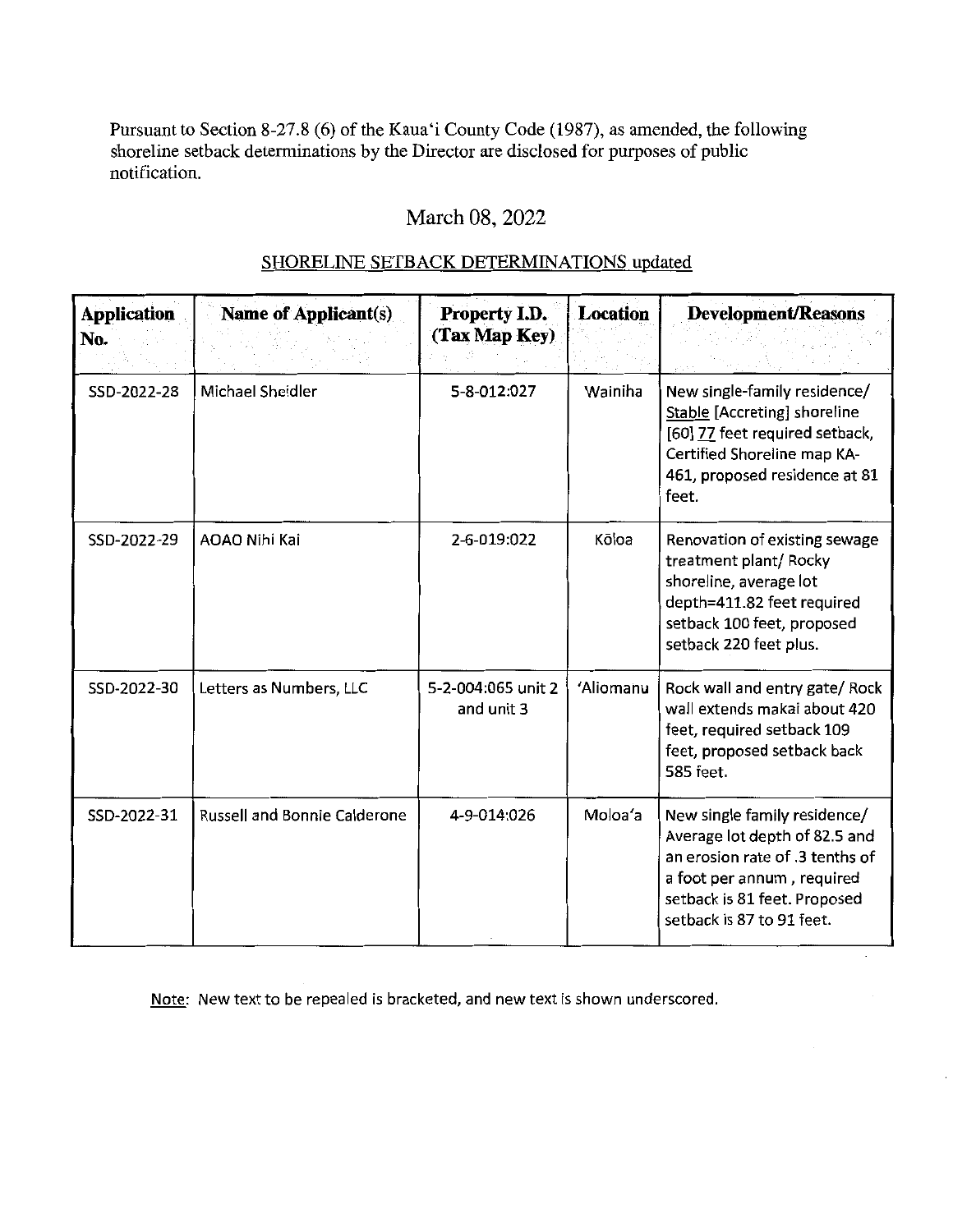Pursuant to Section 8-27.8 (6) of the Kaua'i County Code (1987), as amended, the following shoreline setback determinations by the Director are disclosed for purposes of public notification.

## March 08, 2022

### <u>SHORELINE SETBACK DETERMINATIONS updated</u>

| Application No. | Name of Applicant(s) | Property I.D. (Tax Map Key) | Location | Development/Reasons |
|---|---|---|---|---|
| SSD-2022-28 | Michael Sheidler | 5-8-012:027 | Wainiha | New single-family residence/ <u>Stable</u> [Accreting] shoreline [60] <u>77</u> feet required setback, Certified Shoreline map KA-461, proposed residence at 81 feet. |
| SSD-2022-29 | AOAO Nihi Kai | 2-6-019:022 | Kōloa | Renovation of existing sewage treatment plant/ Rocky shoreline, average lot depth=411.82 feet required setback 100 feet, proposed setback 220 feet plus. |
| SSD-2022-30 | Letters as Numbers, LLC | 5-2-004:065 unit 2 and unit 3 | 'Aliomanu | Rock wall and entry gate/ Rock wall extends makai about 420 feet, required setback 109 feet, proposed setback back 585 feet. |
| SSD-2022-31 | Russell and Bonnie Calderone | 4-9-014:026 | Moloa'a | New single family residence/ Average lot depth of 82.5 and an erosion rate of .3 tenths of a foot per annum , required setback is 81 feet. Proposed setback is 87 to 91 feet. |

<u>Note:</u> New text to be repealed is bracketed, and new text is shown underscored.